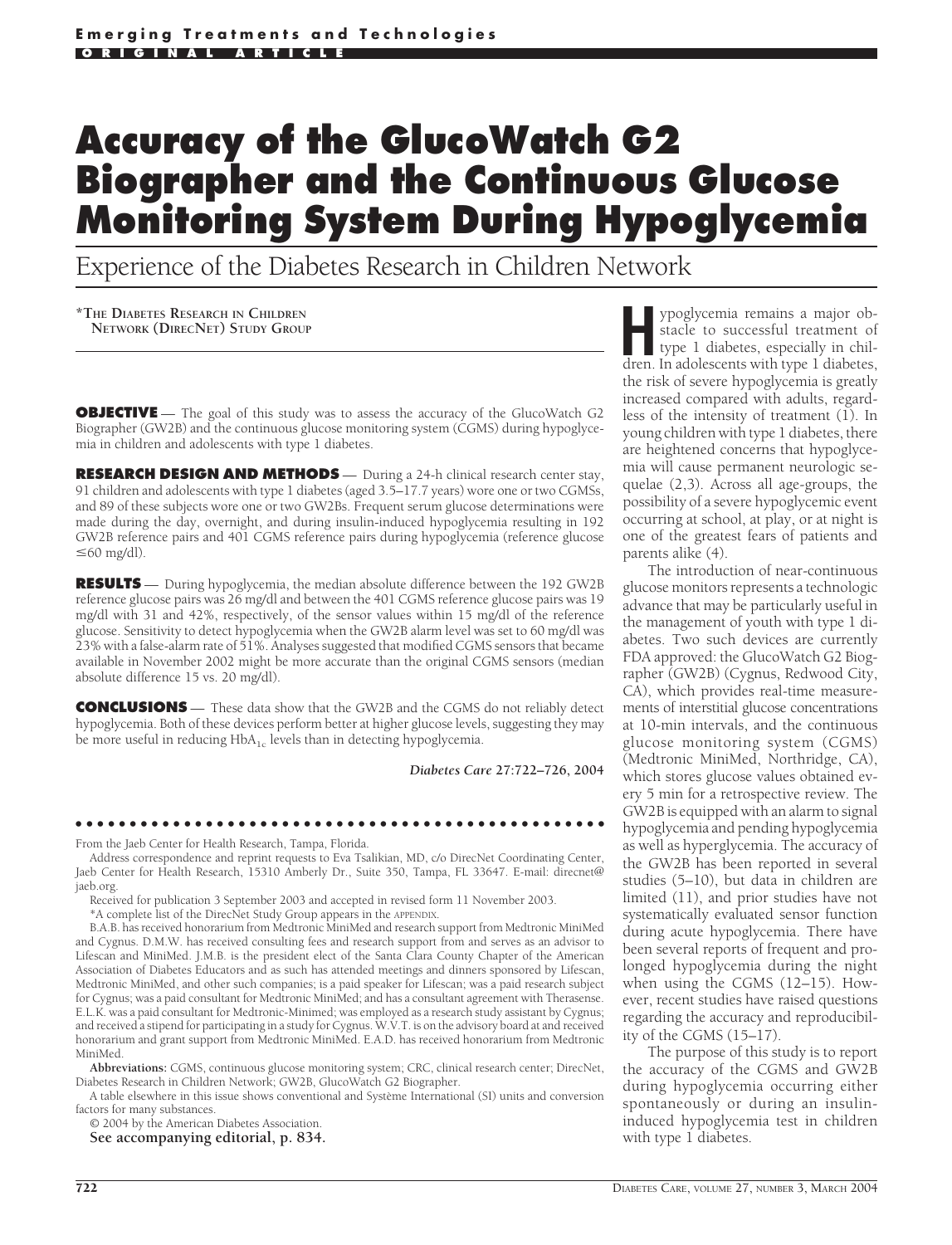Emerging Treatments and Technologies

ORIGINAL ARTICLE

# Accuracy of the GlucoWatch G2 Biographer and the Continuous Glucose Monitoring System During Hypoglycemia

## Experience of the Diabetes Research in Children Network

**\*THE DIABETES RESEARCH IN CHILDREN NETWORK (DIRECNET) STUDY GROUP**

**OBJECTIVE** — The goal of this study was to assess the accuracy of the GlucoWatch G2 Biographer (GW2B) and the continuous glucose monitoring system (CGMS) during hypoglycemia in children and adolescents with type 1 diabetes.

**RESEARCH DESIGN AND METHODS** — During a 24-h clinical research center stay, 91 children and adolescents with type 1 diabetes (aged 3.5–17.7 years) wore one or two CGMSs, and 89 of these subjects wore one or two GW2Bs. Frequent serum glucose determinations were made during the day, overnight, and during insulin-induced hypoglycemia resulting in 192 GW2B reference pairs and 401 CGMS reference pairs during hypoglycemia (reference glucose ≤60 mg/dl).

**RESULTS** — During hypoglycemia, the median absolute difference between the 192 GW2B reference glucose pairs was 26 mg/dl and between the 401 CGMS reference glucose pairs was 19 mg/dl with 31 and 42%, respectively, of the sensor values within 15 mg/dl of the reference glucose. Sensitivity to detect hypoglycemia when the GW2B alarm level was set to 60 mg/dl was 23% with a false-alarm rate of 51%. Analyses suggested that modified CGMS sensors that became available in November 2002 might be more accurate than the original CGMS sensors (median absolute difference 15 vs. 20 mg/dl).

**CONCLUSIONS** — These data show that the GW2B and the CGMS do not reliably detect hypoglycemia. Both of these devices perform better at higher glucose levels, suggesting they may be more useful in reducing $HbA_{1c}$ levels than in detecting hypoglycemia.

*Diabetes Care* **27:722–726, 2004**

From the Jaeb Center for Health Research, Tampa, Florida.

Address correspondence and reprint requests to Eva Tsalikian, MD, c/o DirecNet Coordinating Center, Jaeb Center for Health Research, 15310 Amberly Dr., Suite 350, Tampa, FL 33647. E-mail: direcnet@jaeb.org.

Received for publication 3 September 2003 and accepted in revised form 11 November 2003.

\*A complete list of the DirecNet Study Group appears in the APPENDIX.

B.A.B. has received honorarium from Medtronic MiniMed and research support from Medtronic MiniMed and Cygnus. D.M.W. has received consulting fees and research support from and serves as an advisor to Lifescan and MiniMed. J.M.B. is the president elect of the Santa Clara County Chapter of the American Association of Diabetes Educators and as such has attended meetings and dinners sponsored by Lifescan, Medtronic MiniMed, and other such companies; is a paid speaker for Lifescan; was a paid research subject for Cygnus; was a paid consultant for Medtronic MiniMed; and has a consultant agreement with Therasense. E.L.K. was a paid consultant for Medtronic-Minimed; was employed as a research study assistant by Cygnus; and received a stipend for participating in a study for Cygnus. W.V.T. is on the advisory board at and received honorarium and grant support from Medtronic MiniMed. E.A.D. has received honorarium from Medtronic MiniMed.

**Abbreviations:** CGMS, continuous glucose monitoring system; CRC, clinical research center; DirecNet, Diabetes Research in Children Network; GW2B, GlucoWatch G2 Biographer.

A table elsewhere in this issue shows conventional and Système International (SI) units and conversion factors for many substances.

© 2004 by the American Diabetes Association.

**See accompanying editorial, p. 834.**

Hypoglycemia remains a major obstacle to successful treatment of type 1 diabetes, especially in children. In adolescents with type 1 diabetes, the risk of severe hypoglycemia is greatly increased compared with adults, regardless of the intensity of treatment (1). In young children with type 1 diabetes, there are heightened concerns that hypoglycemia will cause permanent neurologic sequelae (2,3). Across all age-groups, the possibility of a severe hypoglycemic event occurring at school, at play, or at night is one of the greatest fears of patients and parents alike (4).

The introduction of near-continuous glucose monitors represents a technologic advance that may be particularly useful in the management of youth with type 1 diabetes. Two such devices are currently FDA approved: the GlucoWatch G2 Biographer (GW2B) (Cygnus, Redwood City, CA), which provides real-time measurements of interstitial glucose concentrations at 10-min intervals, and the continuous glucose monitoring system (CGMS) (Medtronic MiniMed, Northridge, CA), which stores glucose values obtained every 5 min for a retrospective review. The GW2B is equipped with an alarm to signal hypoglycemia and pending hypoglycemia as well as hyperglycemia. The accuracy of the GW2B has been reported in several studies (5–10), but data in children are limited (11), and prior studies have not systematically evaluated sensor function during acute hypoglycemia. There have been several reports of frequent and prolonged hypoglycemia during the night when using the CGMS (12–15). However, recent studies have raised questions regarding the accuracy and reproducibility of the CGMS (15–17).

The purpose of this study is to report the accuracy of the CGMS and GW2B during hypoglycemia occurring either spontaneously or during an insulin-induced hypoglycemia test in children with type 1 diabetes.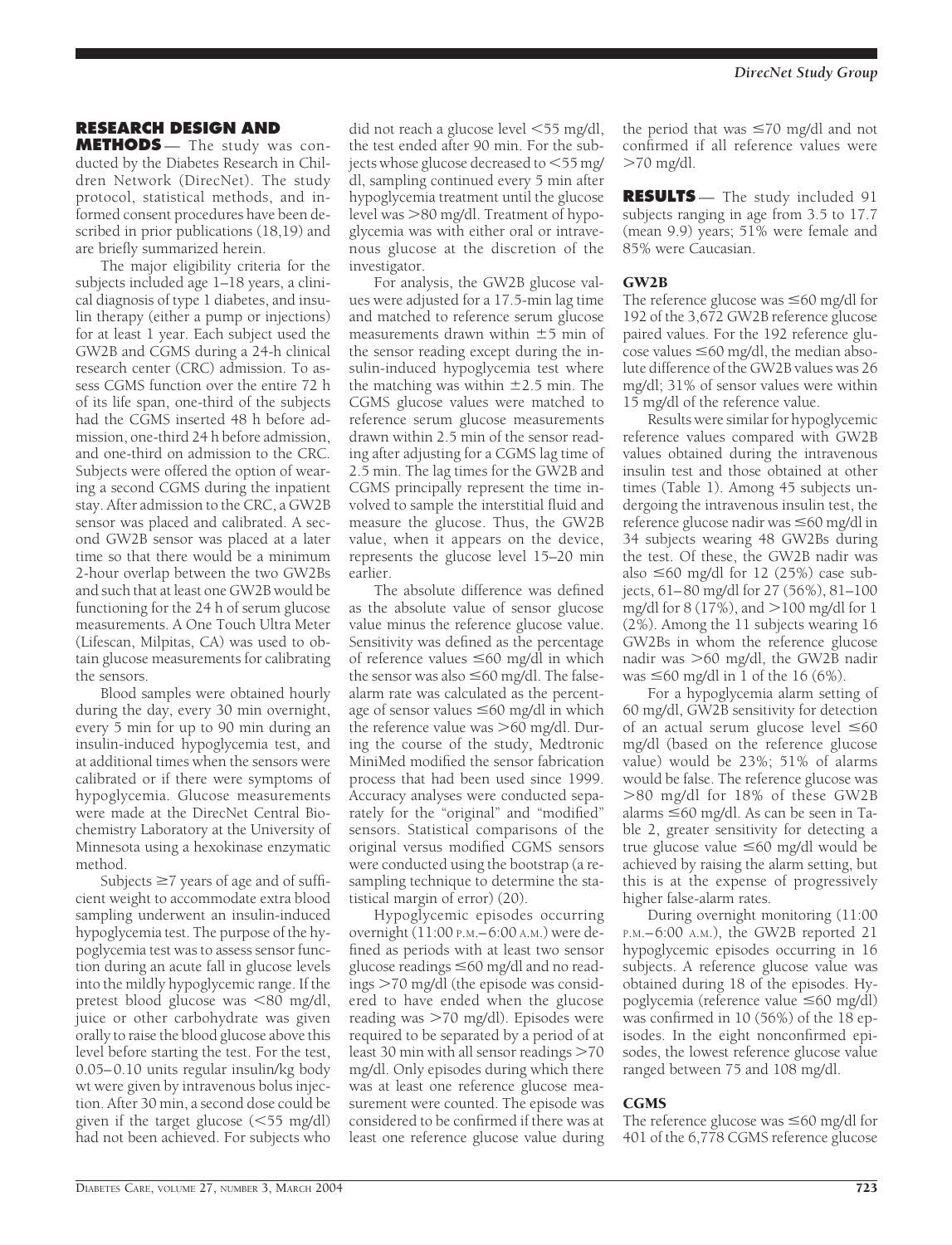## RESEARCH DESIGN AND METHODS

The study was conducted by the Diabetes Research in Children Network (DirecNet). The study protocol, statistical methods, and informed consent procedures have been described in prior publications (18,19) and are briefly summarized herein.

The major eligibility criteria for the subjects included age 1–18 years, a clinical diagnosis of type 1 diabetes, and insulin therapy (either a pump or injections) for at least 1 year. Each subject used the GW2B and CGMS during a 24-h clinical research center (CRC) admission. To assess CGMS function over the entire 72 h of its life span, one-third of the subjects had the CGMS inserted 48 h before admission, one-third 24 h before admission, and one-third on admission to the CRC. Subjects were offered the option of wearing a second CGMS during the inpatient stay. After admission to the CRC, a GW2B sensor was placed and calibrated. A second GW2B sensor was placed at a later time so that there would be a minimum 2-hour overlap between the two GW2Bs and such that at least one GW2B would be functioning for the 24 h of serum glucose measurements. A One Touch Ultra Meter (Lifescan, Milpitas, CA) was used to obtain glucose measurements for calibrating the sensors.

Blood samples were obtained hourly during the day, every 30 min overnight, every 5 min for up to 90 min during an insulin-induced hypoglycemia test, and at additional times when the sensors were calibrated or if there were symptoms of hypoglycemia. Glucose measurements were made at the DirecNet Central Biochemistry Laboratory at the University of Minnesota using a hexokinase enzymatic method.

Subjects ≥7 years of age and of sufficient weight to accommodate extra blood sampling underwent an insulin-induced hypoglycemia test. The purpose of the hypoglycemia test was to assess sensor function during an acute fall in glucose levels into the mildly hypoglycemic range. If the pretest blood glucose was <80 mg/dl, juice or other carbohydrate was given orally to raise the blood glucose above this level before starting the test. For the test, 0.05–0.10 units regular insulin/kg body wt were given by intravenous bolus injection. After 30 min, a second dose could be given if the target glucose (<55 mg/dl) had not been achieved. For subjects who did not reach a glucose level <55 mg/dl, the test ended after 90 min. For the subjects whose glucose decreased to <55 mg/dl, sampling continued every 5 min after hypoglycemia treatment until the glucose level was >80 mg/dl. Treatment of hypoglycemia was with either oral or intravenous glucose at the discretion of the investigator.

For analysis, the GW2B glucose values were adjusted for a 17.5-min lag time and matched to reference serum glucose measurements drawn within ±5 min of the sensor reading except during the insulin-induced hypoglycemia test where the matching was within ±2.5 min. The CGMS glucose values were matched to reference serum glucose measurements drawn within 2.5 min of the sensor reading after adjusting for a CGMS lag time of 2.5 min. The lag times for the GW2B and CGMS principally represent the time involved to sample the interstitial fluid and measure the glucose. Thus, the GW2B value, when it appears on the device, represents the glucose level 15–20 min earlier.

The absolute difference was defined as the absolute value of sensor glucose value minus the reference glucose value. Sensitivity was defined as the percentage of reference values ≤60 mg/dl in which the sensor was also ≤60 mg/dl. The false-alarm rate was calculated as the percentage of sensor values ≤60 mg/dl in which the reference value was >60 mg/dl. During the course of the study, Medtronic MiniMed modified the sensor fabrication process that had been used since 1999. Accuracy analyses were conducted separately for the "original" and "modified" sensors. Statistical comparisons of the original versus modified CGMS sensors were conducted using the bootstrap (a resampling technique to determine the statistical margin of error) (20).

Hypoglycemic episodes occurring overnight (11:00 P.M.–6:00 A.M.) were defined as periods with at least two sensor glucose readings ≤60 mg/dl and no readings >70 mg/dl (the episode was considered to have ended when the glucose reading was >70 mg/dl). Episodes were required to be separated by a period of at least 30 min with all sensor readings >70 mg/dl. Only episodes during which there was at least one reference glucose measurement were counted. The episode was considered to be confirmed if there was at least one reference glucose value during the period that was ≤70 mg/dl and not confirmed if all reference values were >70 mg/dl.

## RESULTS

The study included 91 subjects ranging in age from 3.5 to 17.7 (mean 9.9) years; 51% were female and 85% were Caucasian.

### GW2B

The reference glucose was ≤60 mg/dl for 192 of the 3,672 GW2B reference glucose paired values. For the 192 reference glucose values ≤60 mg/dl, the median absolute difference of the GW2B values was 26 mg/dl; 31% of sensor values were within 15 mg/dl of the reference value.

Results were similar for hypoglycemic reference values compared with GW2B values obtained during the intravenous insulin test and those obtained at other times (Table 1). Among 45 subjects undergoing the intravenous insulin test, the reference glucose nadir was ≤60 mg/dl in 34 subjects wearing 48 GW2Bs during the test. Of these, the GW2B nadir was also ≤60 mg/dl for 12 (25%) case subjects, 61–80 mg/dl for 27 (56%), 81–100 mg/dl for 8 (17%), and >100 mg/dl for 1 (2%). Among the 11 subjects wearing 16 GW2Bs in whom the reference glucose nadir was >60 mg/dl, the GW2B nadir was ≤60 mg/dl in 1 of the 16 (6%).

For a hypoglycemia alarm setting of 60 mg/dl, GW2B sensitivity for detection of an actual serum glucose level ≤60 mg/dl (based on the reference glucose value) would be 23%; 51% of alarms would be false. The reference glucose was >80 mg/dl for 18% of these GW2B alarms ≤60 mg/dl. As can be seen in Table 2, greater sensitivity for detecting a true glucose value ≤60 mg/dl would be achieved by raising the alarm setting, but this is at the expense of progressively higher false-alarm rates.

During overnight monitoring (11:00 P.M.–6:00 A.M.), the GW2B reported 21 hypoglycemic episodes occurring in 16 subjects. A reference glucose value was obtained during 18 of the episodes. Hypoglycemia (reference value ≤60 mg/dl) was confirmed in 10 (56%) of the 18 episodes. In the eight nonconfirmed episodes, the lowest reference glucose value ranged between 75 and 108 mg/dl.

### CGMS

The reference glucose was ≤60 mg/dl for 401 of the 6,778 CGMS reference glucose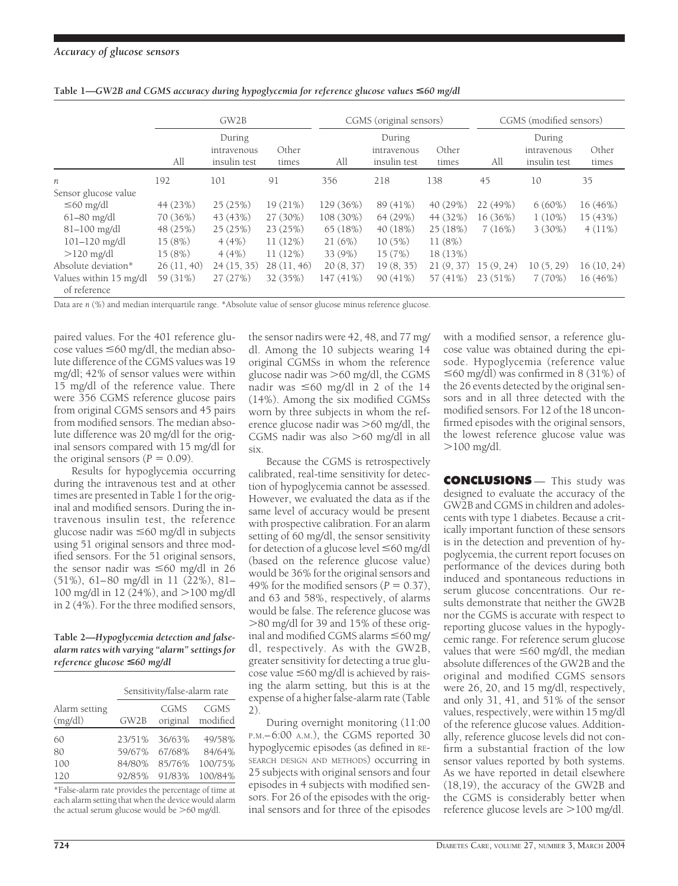**Table 1—GW2B and CGMS accuracy during hypoglycemia for reference glucose values ≤60 mg/dl**

| | GW2B | | | CGMS (original sensors) | | | CGMS (modified sensors) | | |
|---|---|---|---|---|---|---|---|---|---|
| | All | During intravenous insulin test | Other times | All | During intravenous insulin test | Other times | All | During intravenous insulin test | Other times |
| $n$ | 192 | 101 | 91 | 356 | 218 | 138 | 45 | 10 | 35 |
| Sensor glucose value | | | | | | | | | |
| ≤60 mg/dl | 44 (23%) | 25 (25%) | 19 (21%) | 129 (36%) | 89 (41%) | 40 (29%) | 22 (49%) | 6 (60%) | 16 (46%) |
| 61–80 mg/dl | 70 (36%) | 43 (43%) | 27 (30%) | 108 (30%) | 64 (29%) | 44 (32%) | 16 (36%) | 1 (10%) | 15 (43%) |
| 81–100 mg/dl | 48 (25%) | 25 (25%) | 23 (25%) | 65 (18%) | 40 (18%) | 25 (18%) | 7 (16%) | 3 (30%) | 4 (11%) |
| 101–120 mg/dl | 15 (8%) | 4 (4%) | 11 (12%) | 21 (6%) | 10 (5%) | 11 (8%) | | | |
| >120 mg/dl | 15 (8%) | 4 (4%) | 11 (12%) | 33 (9%) | 15 (7%) | 18 (13%) | | | |
| Absolute deviation* | 26 (11, 40) | 24 (15, 35) | 28 (11, 46) | 20 (8, 37) | 19 (8, 35) | 21 (9, 37) | 15 (9, 24) | 10 (5, 29) | 16 (10, 24) |
| Values within 15 mg/dl of reference | 59 (31%) | 27 (27%) | 32 (35%) | 147 (41%) | 90 (41%) | 57 (41%) | 23 (51%) | 7 (70%) | 16 (46%) |

Data are $n$ (%) and median interquartile range. *Absolute value of sensor glucose minus reference glucose.

paired values. For the 401 reference glucose values ≤60 mg/dl, the median absolute difference of the CGMS values was 19 mg/dl; 42% of sensor values were within 15 mg/dl of the reference value. There were 356 CGMS reference glucose pairs from original CGMS sensors and 45 pairs from modified sensors. The median absolute difference was 20 mg/dl for the original sensors compared with 15 mg/dl for the original sensors ($P = 0.09$).

Results for hypoglycemia occurring during the intravenous test and at other times are presented in Table 1 for the original and modified sensors. During the intravenous insulin test, the reference glucose nadir was ≤60 mg/dl in subjects using 51 original sensors and three modified sensors. For the 51 original sensors, the sensor nadir was ≤60 mg/dl in 26 (51%), 61–80 mg/dl in 11 (22%), 81–100 mg/dl in 12 (24%), and >100 mg/dl in 2 (4%). For the three modified sensors, the sensor nadirs were 42, 48, and 77 mg/dl. Among the 10 subjects wearing 14 original CGMSs in whom the reference glucose nadir was >60 mg/dl, the CGMS nadir was ≤60 mg/dl in 2 of the 14 (14%). Among the six modified CGMSs worn by three subjects in whom the reference glucose nadir was >60 mg/dl, the CGMS nadir was also >60 mg/dl in all six.

**Table 2—Hypoglycemia detection and false-alarm rates with varying "alarm" settings for reference glucose ≤60 mg/dl**

| Alarm setting (mg/dl) | Sensitivity/false-alarm rate | | |
|---|---|---|---|
| | GW2B | CGMS original | CGMS modified |
| 60 | 23/51% | 36/63% | 49/58% |
| 80 | 59/67% | 67/68% | 84/64% |
| 100 | 84/80% | 85/76% | 100/75% |
| 120 | 92/85% | 91/83% | 100/84% |

*False-alarm rate provides the percentage of time at each alarm setting that when the device would alarm the actual serum glucose would be >60 mg/dl.

Because the CGMS is retrospectively calibrated, real-time sensitivity for detection of hypoglycemia cannot be assessed. However, we evaluated the data as if the same level of accuracy would be present with prospective calibration. For an alarm setting of 60 mg/dl, the sensor sensitivity for detection of a glucose level ≤60 mg/dl (based on the reference glucose value) would be 36% for the original sensors and 49% for the modified sensors ($P = 0.37$), and 63 and 58%, respectively, of alarms would be false. The reference glucose was >80 mg/dl for 39 and 15% of these original and modified CGMS alarms ≤60 mg/dl, respectively. As with the GW2B, greater sensitivity for detecting a true glucose value ≤60 mg/dl is achieved by raising the alarm setting, but this is at the expense of a higher false-alarm rate (Table 2).

During overnight monitoring (11:00 P.M.–6:00 A.M.), the CGMS reported 30 hypoglycemic episodes (as defined in RESEARCH DESIGN AND METHODS) occurring in 25 subjects with original sensors and four episodes in 4 subjects with modified sensors. For 26 of the episodes with the original sensors and for three of the episodes with a modified sensor, a reference glucose value was obtained during the episode. Hypoglycemia (reference value ≤60 mg/dl) was confirmed in 8 (31%) of the 26 events detected by the original sensors and in all three detected with the modified sensors. For 12 of the 18 unconfirmed episodes with the original sensors, the lowest reference glucose value was >100 mg/dl.

## CONCLUSIONS

This study was designed to evaluate the accuracy of the GW2B and CGMS in children and adolescents with type 1 diabetes. Because a critically important function of these sensors is in the detection and prevention of hypoglycemia, the current report focuses on performance of the devices during both induced and spontaneous reductions in serum glucose concentrations. Our results demonstrate that neither the GW2B nor the CGMS is accurate with respect to reporting glucose values in the hypoglycemic range. For reference serum glucose values that were ≤60 mg/dl, the median absolute differences of the GW2B and the original and modified CGMS sensors were 26, 20, and 15 mg/dl, respectively, and only 31, 41, and 51% of the sensor values, respectively, were within 15 mg/dl of the reference glucose values. Additionally, reference glucose levels did not confirm a substantial fraction of the low sensor values reported by both systems. As we have reported in detail elsewhere (18,19), the accuracy of the GW2B and the CGMS is considerably better when reference glucose levels are >100 mg/dl.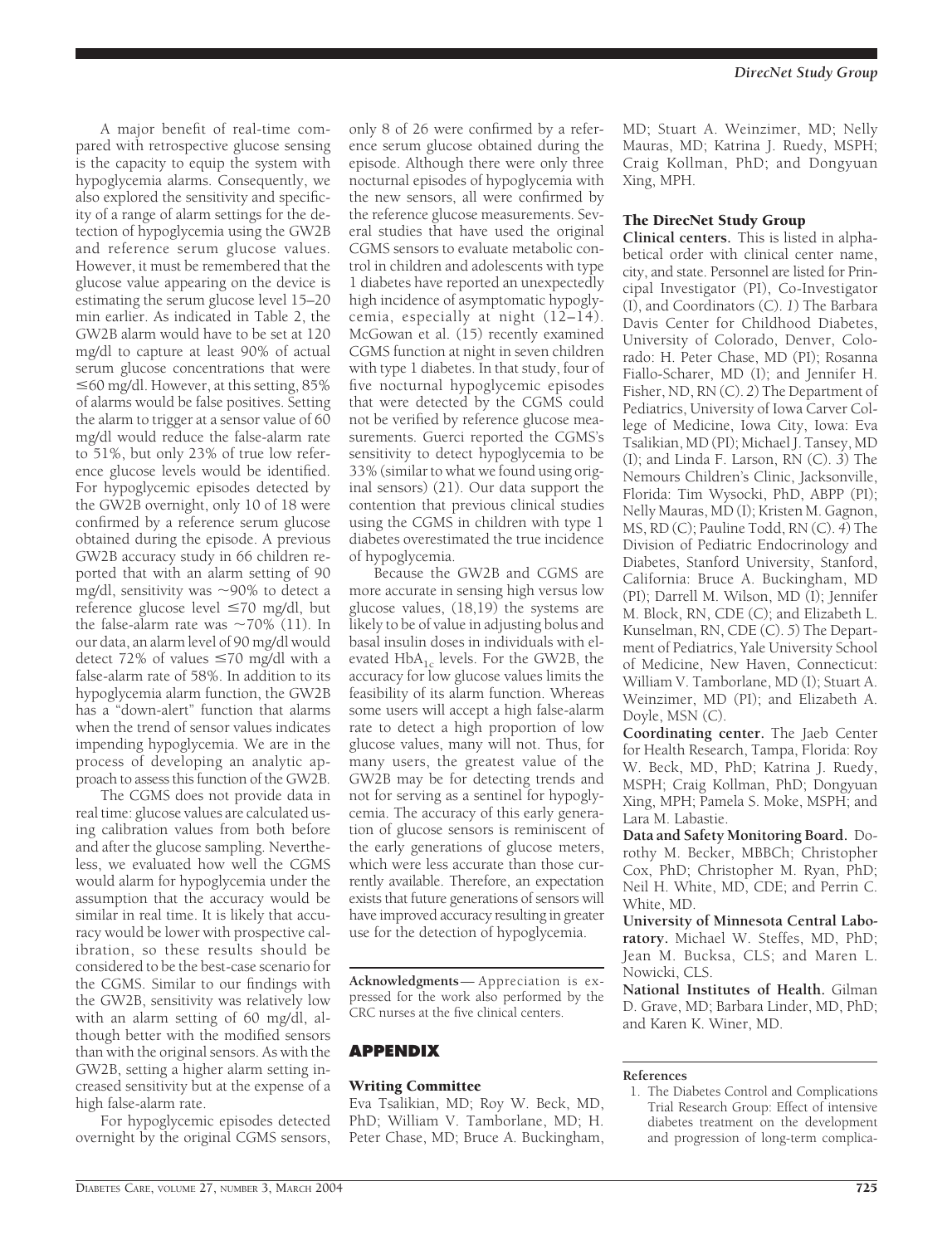A major benefit of real-time compared with retrospective glucose sensing is the capacity to equip the system with hypoglycemia alarms. Consequently, we also explored the sensitivity and specificity of a range of alarm settings for the detection of hypoglycemia using the GW2B and reference serum glucose values. However, it must be remembered that the glucose value appearing on the device is estimating the serum glucose level 15–20 min earlier. As indicated in Table 2, the GW2B alarm would have to be set at 120 mg/dl to capture at least 90% of actual serum glucose concentrations that were ≤60 mg/dl. However, at this setting, 85% of alarms would be false positives. Setting the alarm to trigger at a sensor value of 60 mg/dl would reduce the false-alarm rate to 51%, but only 23% of true low reference glucose levels would be identified. For hypoglycemic episodes detected by the GW2B overnight, only 10 of 18 were confirmed by a reference serum glucose obtained during the episode. A previous GW2B accuracy study in 66 children reported that with an alarm setting of 90 mg/dl, sensitivity was ~90% to detect a reference glucose level ≤70 mg/dl, but the false-alarm rate was ~70% (11). In our data, an alarm level of 90 mg/dl would detect 72% of values ≤70 mg/dl with a false-alarm rate of 58%. In addition to its hypoglycemia alarm function, the GW2B has a "down-alert" function that alarms when the trend of sensor values indicates impending hypoglycemia. We are in the process of developing an analytic approach to assess this function of the GW2B.

The CGMS does not provide data in real time: glucose values are calculated using calibration values from both before and after the glucose sampling. Nevertheless, we evaluated how well the CGMS would alarm for hypoglycemia under the assumption that the accuracy would be similar in real time. It is likely that accuracy would be lower with prospective calibration, so these results should be considered to be the best-case scenario for the CGMS. Similar to our findings with the GW2B, sensitivity was relatively low with an alarm setting of 60 mg/dl, although better with the modified sensors than with the original sensors. As with the GW2B, setting a higher alarm setting increased sensitivity but at the expense of a high false-alarm rate.

For hypoglycemic episodes detected overnight by the original CGMS sensors, only 8 of 26 were confirmed by a reference serum glucose obtained during the episode. Although there were only three nocturnal episodes of hypoglycemia with the new sensors, all were confirmed by the reference glucose measurements. Several studies that have used the original CGMS sensors to evaluate metabolic control in children and adolescents with type 1 diabetes have reported an unexpectedly high incidence of asymptomatic hypoglycemia, especially at night (12–14). McGowan et al. (15) recently examined CGMS function at night in seven children with type 1 diabetes. In that study, four of five nocturnal hypoglycemic episodes that were detected by the CGMS could not be verified by reference glucose measurements. Guerci reported the CGMS's sensitivity to detect hypoglycemia to be 33% (similar to what we found using original sensors) (21). Our data support the contention that previous clinical studies using the CGMS in children with type 1 diabetes overestimated the true incidence of hypoglycemia.

Because the GW2B and CGMS are more accurate in sensing high versus low glucose values, (18,19) the systems are likely to be of value in adjusting bolus and basal insulin doses in individuals with elevated $HbA_{1c}$ levels. For the GW2B, the accuracy for low glucose values limits the feasibility of its alarm function. Whereas some users will accept a high false-alarm rate to detect a high proportion of low glucose values, many will not. Thus, for many users, the greatest value of the GW2B may be for detecting trends and not for serving as a sentinel for hypoglycemia. The accuracy of this early generation of glucose sensors is reminiscent of the early generations of glucose meters, which were less accurate than those currently available. Therefore, an expectation exists that future generations of sensors will have improved accuracy resulting in greater use for the detection of hypoglycemia.

**Acknowledgments**— Appreciation is expressed for the work also performed by the CRC nurses at the five clinical centers.

## APPENDIX

### Writing Committee

Eva Tsalikian, MD; Roy W. Beck, MD, PhD; William V. Tamborlane, MD; H. Peter Chase, MD; Bruce A. Buckingham, MD; Stuart A. Weinzimer, MD; Nelly Mauras, MD; Katrina J. Ruedy, MSPH; Craig Kollman, PhD; and Dongyuan Xing, MPH.

### The DirecNet Study Group

**Clinical centers.** This is listed in alphabetical order with clinical center name, city, and state. Personnel are listed for Principal Investigator (PI), Co-Investigator (I), and Coordinators (C). *1)* The Barbara Davis Center for Childhood Diabetes, University of Colorado, Denver, Colorado: H. Peter Chase, MD (PI); Rosanna Fiallo-Scharer, MD (I); and Jennifer H. Fisher, ND, RN (C). *2)* The Department of Pediatrics, University of Iowa Carver College of Medicine, Iowa City, Iowa: Eva Tsalikian, MD (PI); Michael J. Tansey, MD (I); and Linda F. Larson, RN (C). *3)* The Nemours Children's Clinic, Jacksonville, Florida: Tim Wysocki, PhD, ABPP (PI); Nelly Mauras, MD (I); Kristen M. Gagnon, MS, RD (C); Pauline Todd, RN (C). *4)* The Division of Pediatric Endocrinology and Diabetes, Stanford University, Stanford, California: Bruce A. Buckingham, MD (PI); Darrell M. Wilson, MD (I); Jennifer M. Block, RN, CDE (C); and Elizabeth L. Kunselman, RN, CDE (C). *5)* The Department of Pediatrics, Yale University School of Medicine, New Haven, Connecticut: William V. Tamborlane, MD (I); Stuart A. Weinzimer, MD (PI); and Elizabeth A. Doyle, MSN (C).

**Coordinating center.** The Jaeb Center for Health Research, Tampa, Florida: Roy W. Beck, MD, PhD; Katrina J. Ruedy, MSPH; Craig Kollman, PhD; Dongyuan Xing, MPH; Pamela S. Moke, MSPH; and Lara M. Labastie.

**Data and Safety Monitoring Board.** Dorothy M. Becker, MBBCh; Christopher Cox, PhD; Christopher M. Ryan, PhD; Neil H. White, MD, CDE; and Perrin C. White, MD.

**University of Minnesota Central Laboratory.** Michael W. Steffes, MD, PhD; Jean M. Bucksa, CLS; and Maren L. Nowicki, CLS.

**National Institutes of Health.** Gilman D. Grave, MD; Barbara Linder, MD, PhD; and Karen K. Winer, MD.

### References

1. The Diabetes Control and Complications Trial Research Group: Effect of intensive diabetes treatment on the development and progression of long-term complica-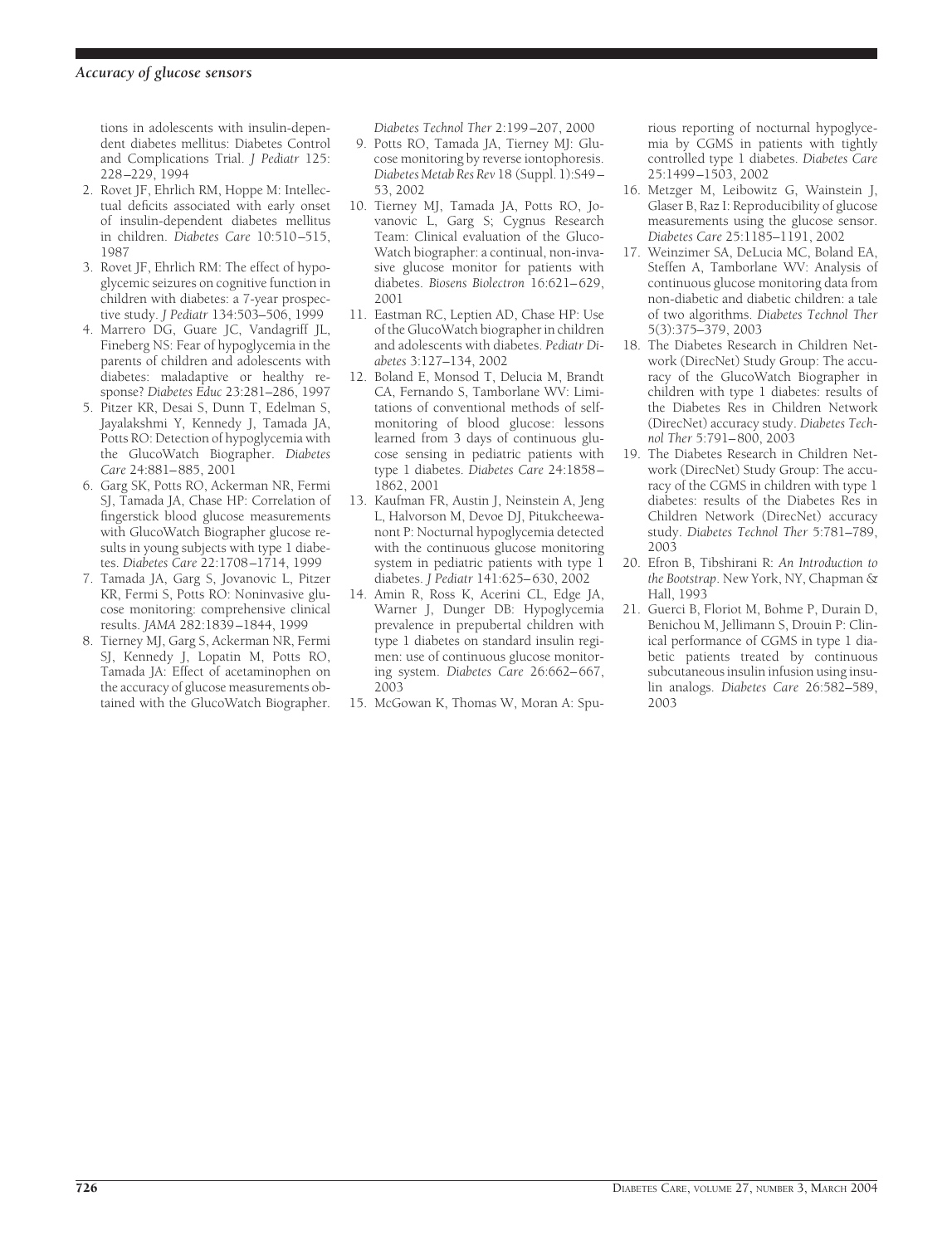tions in adolescents with insulin-dependent diabetes mellitus: Diabetes Control and Complications Trial. *J Pediatr* 125: 228–229, 1994
2. Rovet JF, Ehrlich RM, Hoppe M: Intellectual deficits associated with early onset of insulin-dependent diabetes mellitus in children. *Diabetes Care* 10:510–515, 1987
3. Rovet JF, Ehrlich RM: The effect of hypoglycemic seizures on cognitive function in children with diabetes: a 7-year prospective study. *J Pediatr* 134:503–506, 1999
4. Marrero DG, Guare JC, Vandagriff JL, Fineberg NS: Fear of hypoglycemia in the parents of children and adolescents with diabetes: maladaptive or healthy response? *Diabetes Educ* 23:281–286, 1997
5. Pitzer KR, Desai S, Dunn T, Edelman S, Jayalakshmi Y, Kennedy J, Tamada JA, Potts RO: Detection of hypoglycemia with the GlucoWatch Biographer. *Diabetes Care* 24:881–885, 2001
6. Garg SK, Potts RO, Ackerman NR, Fermi SJ, Tamada JA, Chase HP: Correlation of fingerstick blood glucose measurements with GlucoWatch Biographer glucose results in young subjects with type 1 diabetes. *Diabetes Care* 22:1708–1714, 1999
7. Tamada JA, Garg S, Jovanovic L, Pitzer KR, Fermi S, Potts RO: Noninvasive glucose monitoring: comprehensive clinical results. *JAMA* 282:1839–1844, 1999
8. Tierney MJ, Garg S, Ackerman NR, Fermi SJ, Kennedy J, Lopatin M, Potts RO, Tamada JA: Effect of acetaminophen on the accuracy of glucose measurements obtained with the GlucoWatch Biographer. *Diabetes Technol Ther* 2:199–207, 2000
9. Potts RO, Tamada JA, Tierney MJ: Glucose monitoring by reverse iontophoresis. *Diabetes Metab Res Rev* 18 (Suppl. 1):S49–53, 2002
10. Tierney MJ, Tamada JA, Potts RO, Jovanovic L, Garg S; Cygnus Research Team: Clinical evaluation of the GlucoWatch biographer: a continual, non-invasive glucose monitor for patients with diabetes. *Biosens Biolectron* 16:621–629, 2001
11. Eastman RC, Leptien AD, Chase HP: Use of the GlucoWatch biographer in children and adolescents with diabetes. *Pediatr Diabetes* 3:127–134, 2002
12. Boland E, Monsod T, Delucia M, Brandt CA, Fernando S, Tamborlane WV: Limitations of conventional methods of self-monitoring of blood glucose: lessons learned from 3 days of continuous glucose sensing in pediatric patients with type 1 diabetes. *Diabetes Care* 24:1858–1862, 2001
13. Kaufman FR, Austin J, Neinstein A, Jeng L, Halvorson M, Devoe DJ, Pitukcheewanont P: Nocturnal hypoglycemia detected with the continuous glucose monitoring system in pediatric patients with type 1 diabetes. *J Pediatr* 141:625–630, 2002
14. Amin R, Ross K, Acerini CL, Edge JA, Warner J, Dunger DB: Hypoglycemia prevalence in prepubertal children with type 1 diabetes on standard insulin regimen: use of continuous glucose monitoring system. *Diabetes Care* 26:662–667, 2003
15. McGowan K, Thomas W, Moran A: Spurious reporting of nocturnal hypoglycemia by CGMS in patients with tightly controlled type 1 diabetes. *Diabetes Care* 25:1499–1503, 2002
16. Metzger M, Leibowitz G, Wainstein J, Glaser B, Raz I: Reproducibility of glucose measurements using the glucose sensor. *Diabetes Care* 25:1185–1191, 2002
17. Weinzimer SA, DeLucia MC, Boland EA, Steffen A, Tamborlane WV: Analysis of continuous glucose monitoring data from non-diabetic and diabetic children: a tale of two algorithms. *Diabetes Technol Ther* 5(3):375–379, 2003
18. The Diabetes Research in Children Network (DirecNet) Study Group: The accuracy of the GlucoWatch Biographer in children with type 1 diabetes: results of the Diabetes Res in Children Network (DirecNet) accuracy study. *Diabetes Technol Ther* 5:791–800, 2003
19. The Diabetes Research in Children Network (DirecNet) Study Group: The accuracy of the CGMS in children with type 1 diabetes: results of the Diabetes Res in Children Network (DirecNet) accuracy study. *Diabetes Technol Ther* 5:781–789, 2003
20. Efron B, Tibshirani R: *An Introduction to the Bootstrap*. New York, NY, Chapman & Hall, 1993
21. Guerci B, Floriot M, Bohme P, Durain D, Benichou M, Jellimann S, Drouin P: Clinical performance of CGMS in type 1 diabetic patients treated by continuous subcutaneous insulin infusion using insulin analogs. *Diabetes Care* 26:582–589, 2003